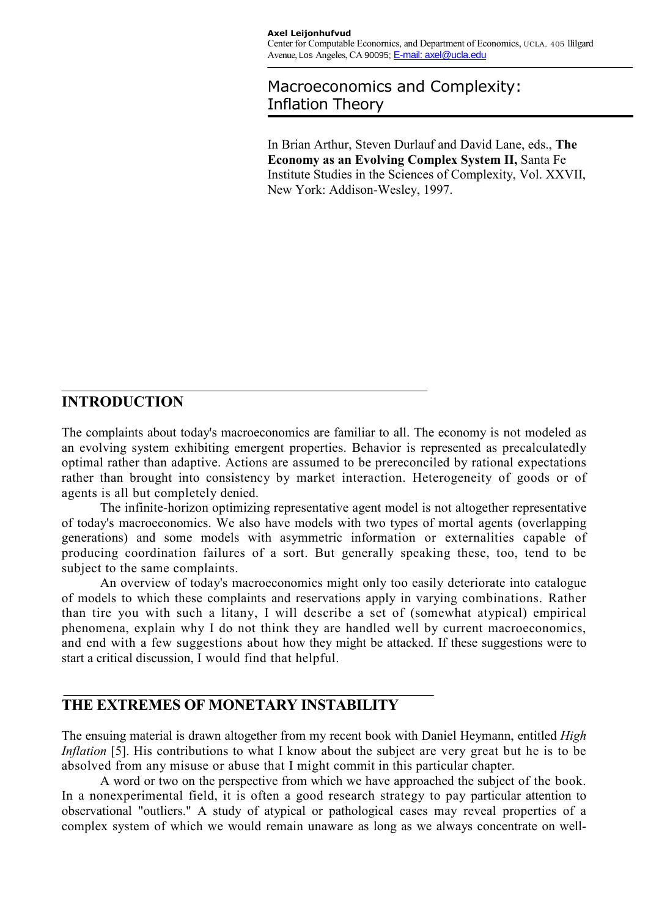**Axel Leijonhufvud**
Center for Computable Economics, and Department of Economics, UCLA. 405 lllgard Avenue, Los Angeles, CA 90095; E-mail: axel@ucla.edu

# Macroeconomics and Complexity: Inflation Theory

In Brian Arthur, Steven Durlauf and David Lane, eds., **The Economy as an Evolving Complex System II,** Santa Fe Institute Studies in the Sciences of Complexity, Vol. XXVII, New York: Addison-Wesley, 1997.

## INTRODUCTION

The complaints about today's macroeconomics are familiar to all. The economy is not modeled as an evolving system exhibiting emergent properties. Behavior is represented as precalculatedly optimal rather than adaptive. Actions are assumed to be prereconciled by rational expectations rather than brought into consistency by market interaction. Heterogeneity of goods or of agents is all but completely denied.

The infinite-horizon optimizing representative agent model is not altogether representative of today's macroeconomics. We also have models with two types of mortal agents (overlapping generations) and some models with asymmetric information or externalities capable of producing coordination failures of a sort. But generally speaking these, too, tend to be subject to the same complaints.

An overview of today's macroeconomics might only too easily deteriorate into catalogue of models to which these complaints and reservations apply in varying combinations. Rather than tire you with such a litany, I will describe a set of (somewhat atypical) empirical phenomena, explain why I do not think they are handled well by current macroeconomics, and end with a few suggestions about how they might be attacked. If these suggestions were to start a critical discussion, I would find that helpful.

## THE EXTREMES OF MONETARY INSTABILITY

The ensuing material is drawn altogether from my recent book with Daniel Heymann, entitled *High Inflation* [5]. His contributions to what I know about the subject are very great but he is to be absolved from any misuse or abuse that I might commit in this particular chapter.

A word or two on the perspective from which we have approached the subject of the book. In a nonexperimental field, it is often a good research strategy to pay particular attention to observational "outliers." A study of atypical or pathological cases may reveal properties of a complex system of which we would remain unaware as long as we always concentrate on well-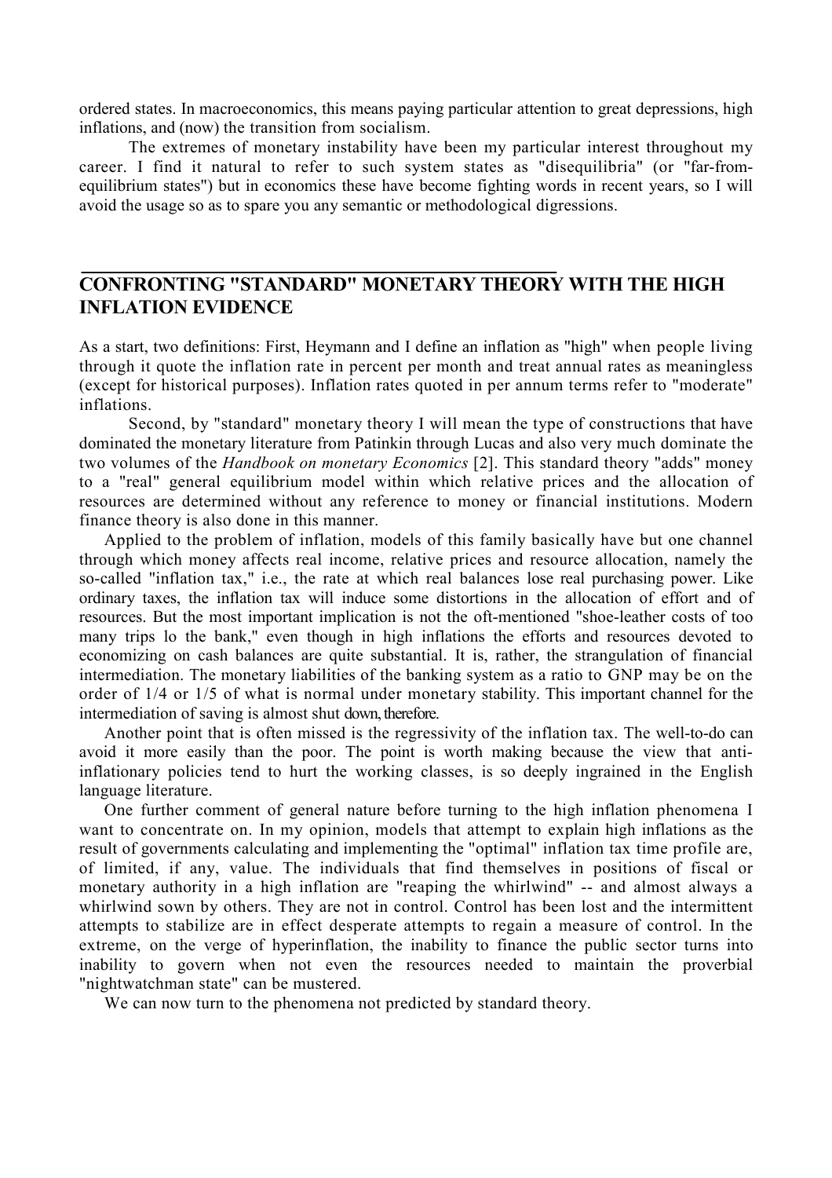ordered states. In macroeconomics, this means paying particular attention to great depressions, high inflations, and (now) the transition from socialism.

The extremes of monetary instability have been my particular interest throughout my career. I find it natural to refer to such system states as "disequilibria" (or "far-from-equilibrium states") but in economics these have become fighting words in recent years, so I will avoid the usage so as to spare you any semantic or methodological digressions.

## CONFRONTING "STANDARD" MONETARY THEORY WITH THE HIGH INFLATION EVIDENCE

As a start, two definitions: First, Heymann and I define an inflation as "high" when people living through it quote the inflation rate in percent per month and treat annual rates as meaningless (except for historical purposes). Inflation rates quoted in per annum terms refer to "moderate" inflations.

Second, by "standard" monetary theory I will mean the type of constructions that have dominated the monetary literature from Patinkin through Lucas and also very much dominate the two volumes of the *Handbook on monetary Economics* [2]. This standard theory "adds" money to a "real" general equilibrium model within which relative prices and the allocation of resources are determined without any reference to money or financial institutions. Modern finance theory is also done in this manner.

Applied to the problem of inflation, models of this family basically have but one channel through which money affects real income, relative prices and resource allocation, namely the so-called "inflation tax," i.e., the rate at which real balances lose real purchasing power. Like ordinary taxes, the inflation tax will induce some distortions in the allocation of effort and of resources. But the most important implication is not the oft-mentioned "shoe-leather costs of too many trips lo the bank," even though in high inflations the efforts and resources devoted to economizing on cash balances are quite substantial. It is, rather, the strangulation of financial intermediation. The monetary liabilities of the banking system as a ratio to GNP may be on the order of 1/4 or 1/5 of what is normal under monetary stability. This important channel for the intermediation of saving is almost shut down, therefore.

Another point that is often missed is the regressivity of the inflation tax. The well-to-do can avoid it more easily than the poor. The point is worth making because the view that anti-inflationary policies tend to hurt the working classes, is so deeply ingrained in the English language literature.

One further comment of general nature before turning to the high inflation phenomena I want to concentrate on. In my opinion, models that attempt to explain high inflations as the result of governments calculating and implementing the "optimal" inflation tax time profile are, of limited, if any, value. The individuals that find themselves in positions of fiscal or monetary authority in a high inflation are "reaping the whirlwind" -- and almost always a whirlwind sown by others. They are not in control. Control has been lost and the intermittent attempts to stabilize are in effect desperate attempts to regain a measure of control. In the extreme, on the verge of hyperinflation, the inability to finance the public sector turns into inability to govern when not even the resources needed to maintain the proverbial "nightwatchman state" can be mustered.

We can now turn to the phenomena not predicted by standard theory.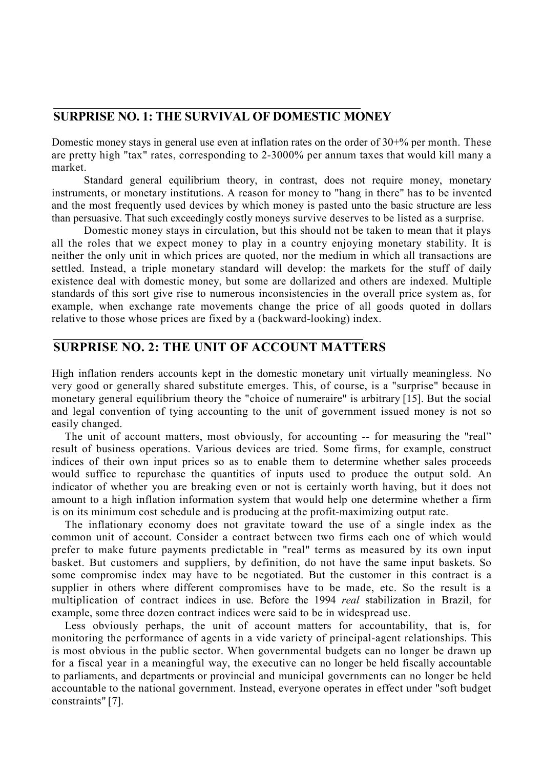## SURPRISE NO. 1: THE SURVIVAL OF DOMESTIC MONEY

Domestic money stays in general use even at inflation rates on the order of 30+% per month. These are pretty high "tax" rates, corresponding to 2-3000% per annum taxes that would kill many a market.

Standard general equilibrium theory, in contrast, does not require money, monetary instruments, or monetary institutions. A reason for money to "hang in there" has to be invented and the most frequently used devices by which money is pasted unto the basic structure are less than persuasive. That such exceedingly costly moneys survive deserves to be listed as a surprise.

Domestic money stays in circulation, but this should not be taken to mean that it plays all the roles that we expect money to play in a country enjoying monetary stability. It is neither the only unit in which prices are quoted, nor the medium in which all transactions are settled. Instead, a triple monetary standard will develop: the markets for the stuff of daily existence deal with domestic money, but some are dollarized and others are indexed. Multiple standards of this sort give rise to numerous inconsistencies in the overall price system as, for example, when exchange rate movements change the price of all goods quoted in dollars relative to those whose prices are fixed by a (backward-looking) index.

## SURPRISE NO. 2: THE UNIT OF ACCOUNT MATTERS

High inflation renders accounts kept in the domestic monetary unit virtually meaningless. No very good or generally shared substitute emerges. This, of course, is a "surprise" because in monetary general equilibrium theory the "choice of numeraire" is arbitrary [15]. But the social and legal convention of tying accounting to the unit of government issued money is not so easily changed.

The unit of account matters, most obviously, for accounting -- for measuring the "real" result of business operations. Various devices are tried. Some firms, for example, construct indices of their own input prices so as to enable them to determine whether sales proceeds would suffice to repurchase the quantities of inputs used to produce the output sold. An indicator of whether you are breaking even or not is certainly worth having, but it does not amount to a high inflation information system that would help one determine whether a firm is on its minimum cost schedule and is producing at the profit-maximizing output rate.

The inflationary economy does not gravitate toward the use of a single index as the common unit of account. Consider a contract between two firms each one of which would prefer to make future payments predictable in "real" terms as measured by its own input basket. But customers and suppliers, by definition, do not have the same input baskets. So some compromise index may have to be negotiated. But the customer in this contract is a supplier in others where different compromises have to be made, etc. So the result is a multiplication of contract indices in use. Before the 1994 *real* stabilization in Brazil, for example, some three dozen contract indices were said to be in widespread use.

Less obviously perhaps, the unit of account matters for accountability, that is, for monitoring the performance of agents in a vide variety of principal-agent relationships. This is most obvious in the public sector. When governmental budgets can no longer be drawn up for a fiscal year in a meaningful way, the executive can no longer be held fiscally accountable to parliaments, and departments or provincial and municipal governments can no longer be held accountable to the national government. Instead, everyone operates in effect under "soft budget constraints" [7].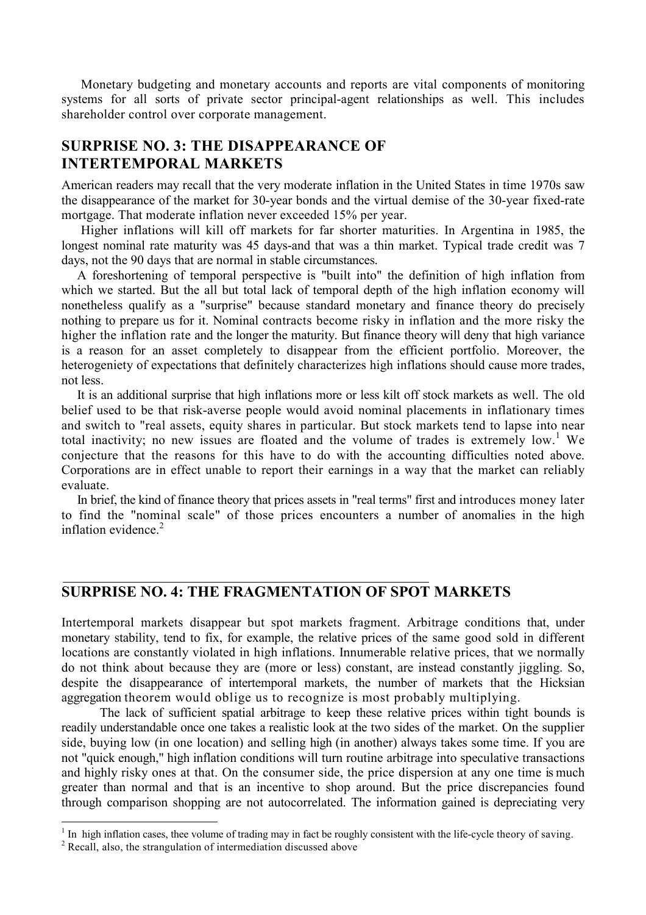Monetary budgeting and monetary accounts and reports are vital components of monitoring systems for all sorts of private sector principal-agent relationships as well. This includes shareholder control over corporate management.

## SURPRISE NO. 3: THE DISAPPEARANCE OF INTERTEMPORAL MARKETS

American readers may recall that the very moderate inflation in the United States in time 1970s saw the disappearance of the market for 30-year bonds and the virtual demise of the 30-year fixed-rate mortgage. That moderate inflation never exceeded 15% per year.

Higher inflations will kill off markets for far shorter maturities. In Argentina in 1985, the longest nominal rate maturity was 45 days-and that was a thin market. Typical trade credit was 7 days, not the 90 days that are normal in stable circumstances.

A foreshortening of temporal perspective is "built into" the definition of high inflation from which we started. But the all but total lack of temporal depth of the high inflation economy will nonetheless qualify as a "surprise" because standard monetary and finance theory do precisely nothing to prepare us for it. Nominal contracts become risky in inflation and the more risky the higher the inflation rate and the longer the maturity. But finance theory will deny that high variance is a reason for an asset completely to disappear from the efficient portfolio. Moreover, the heterogeniety of expectations that definitely characterizes high inflations should cause more trades, not less.

It is an additional surprise that high inflations more or less kilt off stock markets as well. The old belief used to be that risk-averse people would avoid nominal placements in inflationary times and switch to "real assets, equity shares in particular. But stock markets tend to lapse into near total inactivity; no new issues are floated and the volume of trades is extremely low.[1] We conjecture that the reasons for this have to do with the accounting difficulties noted above. Corporations are in effect unable to report their earnings in a way that the market can reliably evaluate.

In brief, the kind of finance theory that prices assets in "real terms" first and introduces money later to find the "nominal scale" of those prices encounters a number of anomalies in the high inflation evidence.[2]

## SURPRISE NO. 4: THE FRAGMENTATION OF SPOT MARKETS

Intertemporal markets disappear but spot markets fragment. Arbitrage conditions that, under monetary stability, tend to fix, for example, the relative prices of the same good sold in different locations are constantly violated in high inflations. Innumerable relative prices, that we normally do not think about because they are (more or less) constant, are instead constantly jiggling. So, despite the disappearance of intertemporal markets, the number of markets that the Hicksian aggregation theorem would oblige us to recognize is most probably multiplying.

The lack of sufficient spatial arbitrage to keep these relative prices within tight bounds is readily understandable once one takes a realistic look at the two sides of the market. On the supplier side, buying low (in one location) and selling high (in another) always takes some time. If you are not "quick enough," high inflation conditions will turn routine arbitrage into speculative transactions and highly risky ones at that. On the consumer side, the price dispersion at any one time is much greater than normal and that is an incentive to shop around. But the price discrepancies found through comparison shopping are not autocorrelated. The information gained is depreciating very

---

[1] In high inflation cases, thee volume of trading may in fact be roughly consistent with the life-cycle theory of saving.

[2] Recall, also, the strangulation of intermediation discussed above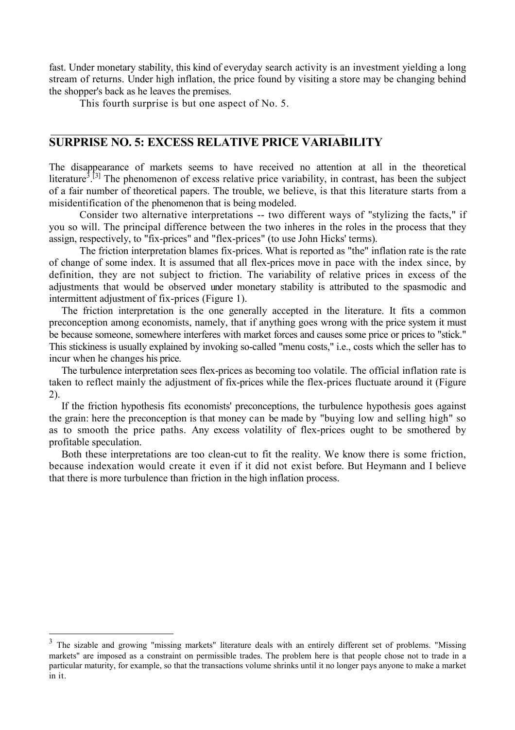fast. Under monetary stability, this kind of everyday search activity is an investment yielding a long stream of returns. Under high inflation, the price found by visiting a store may be changing behind the shopper's back as he leaves the premises.

This fourth surprise is but one aspect of No. 5.

## SURPRISE NO. 5: EXCESS RELATIVE PRICE VARIABILITY

The disappearance of markets seems to have received no attention at all in the theoretical literature[3].[3] The phenomenon of excess relative price variability, in contrast, has been the subject of a fair number of theoretical papers. The trouble, we believe, is that this literature starts from a misidentification of the phenomenon that is being modeled.

Consider two alternative interpretations -- two different ways of "stylizing the facts," if you so will. The principal difference between the two inheres in the roles in the process that they assign, respectively, to "fix-prices" and "flex-prices" (to use John Hicks' terms).

The friction interpretation blames fix-prices. What is reported as "the" inflation rate is the rate of change of some index. It is assumed that all flex-prices move in pace with the index since, by definition, they are not subject to friction. The variability of relative prices in excess of the adjustments that would be observed under monetary stability is attributed to the spasmodic and intermittent adjustment of fix-prices (Figure 1).

The friction interpretation is the one generally accepted in the literature. It fits a common preconception among economists, namely, that if anything goes wrong with the price system it must be because someone, somewhere interferes with market forces and causes some price or prices to "stick." This stickiness is usually explained by invoking so-called "menu costs," i.e., costs which the seller has to incur when he changes his price.

The turbulence interpretation sees flex-prices as becoming too volatile. The official inflation rate is taken to reflect mainly the adjustment of fix-prices while the flex-prices fluctuate around it (Figure 2).

If the friction hypothesis fits economists' preconceptions, the turbulence hypothesis goes against the grain: here the preconception is that money can be made by "buying low and selling high" so as to smooth the price paths. Any excess volatility of flex-prices ought to be smothered by profitable speculation.

Both these interpretations are too clean-cut to fit the reality. We know there is some friction, because indexation would create it even if it did not exist before. But Heymann and I believe that there is more turbulence than friction in the high inflation process.

---

[3] The sizable and growing "missing markets" literature deals with an entirely different set of problems. "Missing markets" are imposed as a constraint on permissible trades. The problem here is that people chose not to trade in a particular maturity, for example, so that the transactions volume shrinks until it no longer pays anyone to make a market in it.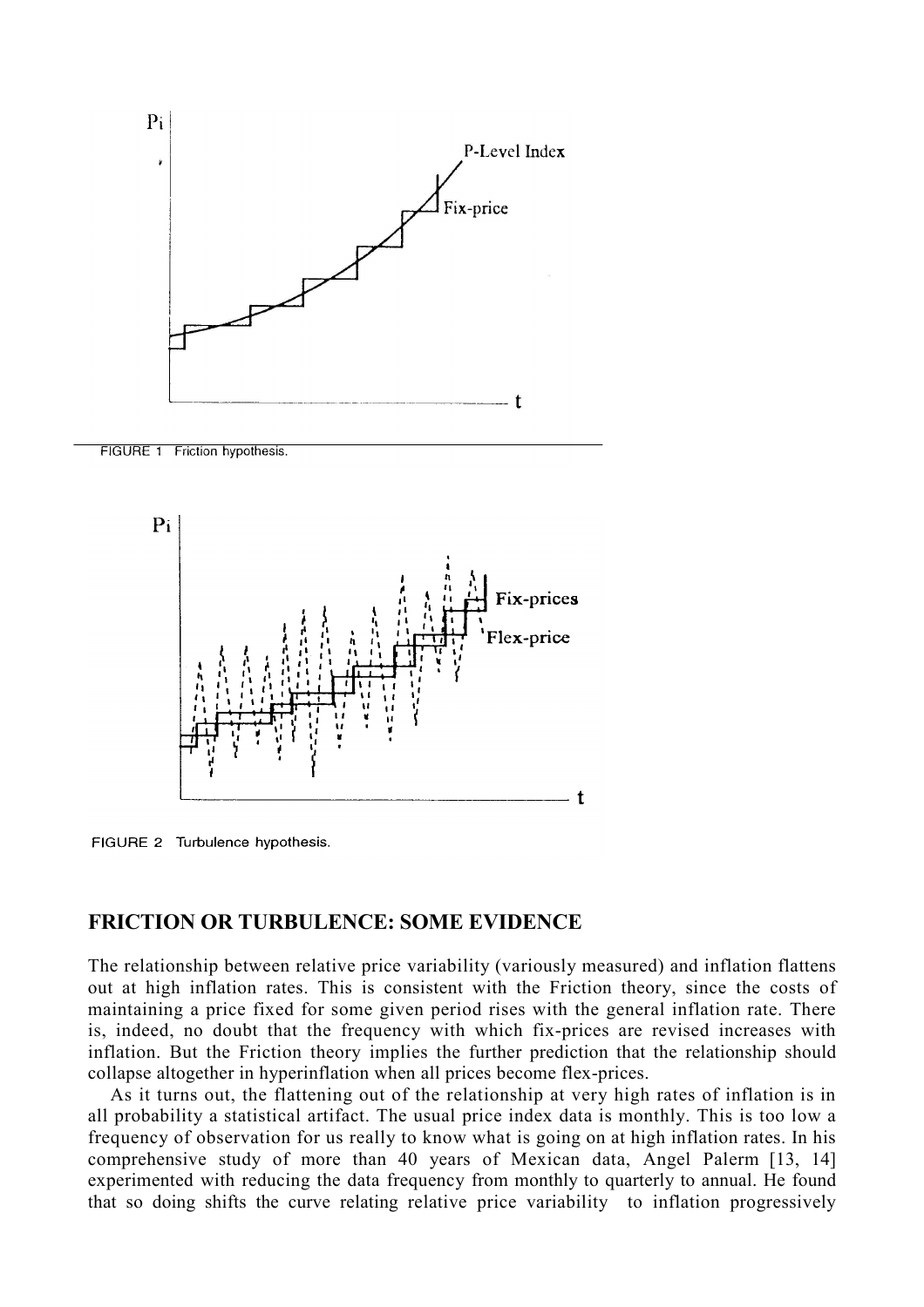FIGURE 1 Friction hypothesis.

FIGURE 2 Turbulence hypothesis.

## FRICTION OR TURBULENCE: SOME EVIDENCE

The relationship between relative price variability (variously measured) and inflation flattens out at high inflation rates. This is consistent with the Friction theory, since the costs of maintaining a price fixed for some given period rises with the general inflation rate. There is, indeed, no doubt that the frequency with which fix-prices are revised increases with inflation. But the Friction theory implies the further prediction that the relationship should collapse altogether in hyperinflation when all prices become flex-prices.

As it turns out, the flattening out of the relationship at very high rates of inflation is in all probability a statistical artifact. The usual price index data is monthly. This is too low a frequency of observation for us really to know what is going on at high inflation rates. In his comprehensive study of more than 40 years of Mexican data, Angel Palerm [13, 14] experimented with reducing the data frequency from monthly to quarterly to annual. He found that so doing shifts the curve relating relative price variability to inflation progressively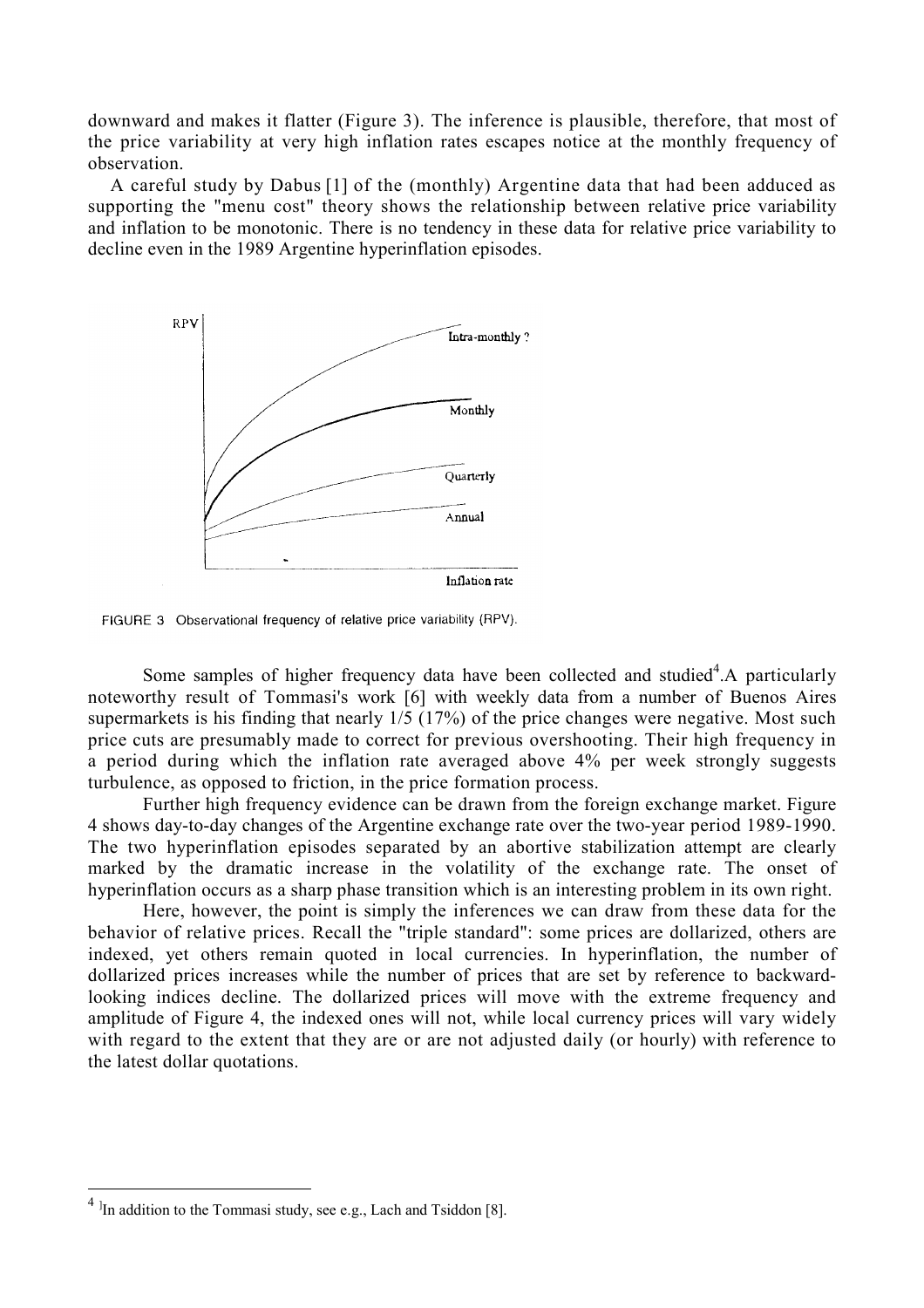downward and makes it flatter (Figure 3). The inference is plausible, therefore, that most of the price variability at very high inflation rates escapes notice at the monthly frequency of observation.

A careful study by Dabus [1] of the (monthly) Argentine data that had been adduced as supporting the "menu cost" theory shows the relationship between relative price variability and inflation to be monotonic. There is no tendency in these data for relative price variability to decline even in the 1989 Argentine hyperinflation episodes.

FIGURE 3 Observational frequency of relative price variability (RPV).

Some samples of higher frequency data have been collected and studied[4]. A particularly noteworthy result of Tommasi's work [6] with weekly data from a number of Buenos Aires supermarkets is his finding that nearly 1/5 (17%) of the price changes were negative. Most such price cuts are presumably made to correct for previous overshooting. Their high frequency in a period during which the inflation rate averaged above 4% per week strongly suggests turbulence, as opposed to friction, in the price formation process.

Further high frequency evidence can be drawn from the foreign exchange market. Figure 4 shows day-to-day changes of the Argentine exchange rate over the two-year period 1989-1990. The two hyperinflation episodes separated by an abortive stabilization attempt are clearly marked by the dramatic increase in the volatility of the exchange rate. The onset of hyperinflation occurs as a sharp phase transition which is an interesting problem in its own right.

Here, however, the point is simply the inferences we can draw from these data for the behavior of relative prices. Recall the "triple standard": some prices are dollarized, others are indexed, yet others remain quoted in local currencies. In hyperinflation, the number of dollarized prices increases while the number of prices that are set by reference to backward-looking indices decline. The dollarized prices will move with the extreme frequency and amplitude of Figure 4, the indexed ones will not, while local currency prices will vary widely with regard to the extent that they are or are not adjusted daily (or hourly) with reference to the latest dollar quotations.

[4] In addition to the Tommasi study, see e.g., Lach and Tsiddon [8].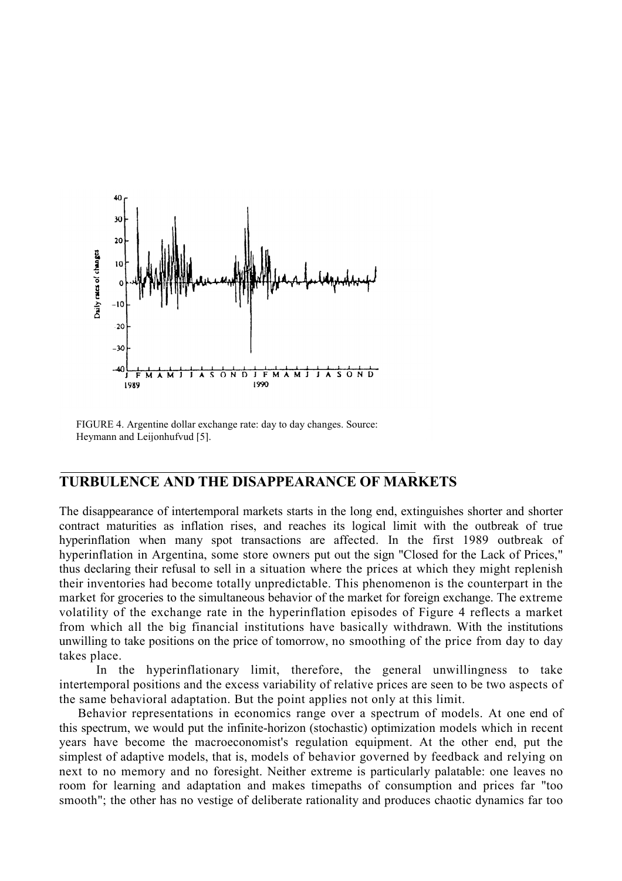40
30
20
10
0
−10
−20
−30
−40
Daily rates of changes
J F M A M J J A S O N D J F M A M J J A S O N D
1989
1990

FIGURE 4. Argentine dollar exchange rate: day to day changes. Source: Heymann and Leijonhufvud [5].

## TURBULENCE AND THE DISAPPEARANCE OF MARKETS

The disappearance of intertemporal markets starts in the long end, extinguishes shorter and shorter contract maturities as inflation rises, and reaches its logical limit with the outbreak of true hyperinflation when many spot transactions are affected. In the first 1989 outbreak of hyperinflation in Argentina, some store owners put out the sign "Closed for the Lack of Prices," thus declaring their refusal to sell in a situation where the prices at which they might replenish their inventories had become totally unpredictable. This phenomenon is the counterpart in the market for groceries to the simultaneous behavior of the market for foreign exchange. The extreme volatility of the exchange rate in the hyperinflation episodes of Figure 4 reflects a market from which all the big financial institutions have basically withdrawn. With the institutions unwilling to take positions on the price of tomorrow, no smoothing of the price from day to day takes place.

In the hyperinflationary limit, therefore, the general unwillingness to take intertemporal positions and the excess variability of relative prices are seen to be two aspects of the same behavioral adaptation. But the point applies not only at this limit.

Behavior representations in economics range over a spectrum of models. At one end of this spectrum, we would put the infinite-horizon (stochastic) optimization models which in recent years have become the macroeconomist's regulation equipment. At the other end, put the simplest of adaptive models, that is, models of behavior governed by feedback and relying on next to no memory and no foresight. Neither extreme is particularly palatable: one leaves no room for learning and adaptation and makes timepaths of consumption and prices far "too smooth"; the other has no vestige of deliberate rationality and produces chaotic dynamics far too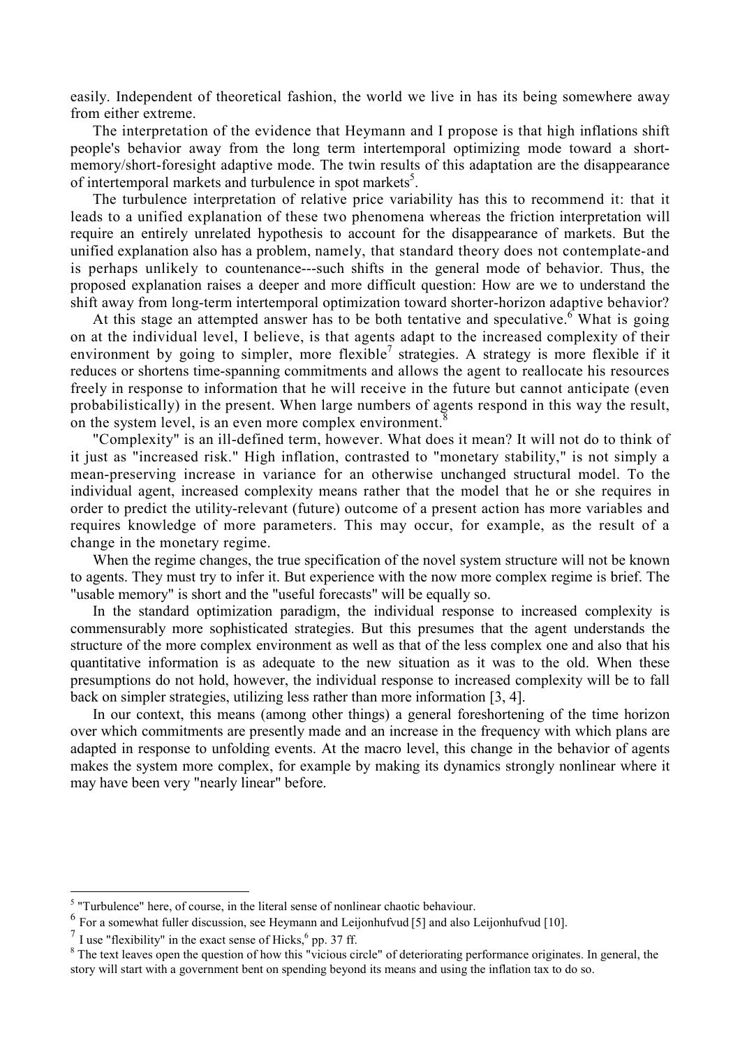easily. Independent of theoretical fashion, the world we live in has its being somewhere away from either extreme.

The interpretation of the evidence that Heymann and I propose is that high inflations shift people's behavior away from the long term intertemporal optimizing mode toward a short-memory/short-foresight adaptive mode. The twin results of this adaptation are the disappearance of intertemporal markets and turbulence in spot markets[5].

The turbulence interpretation of relative price variability has this to recommend it: that it leads to a unified explanation of these two phenomena whereas the friction interpretation will require an entirely unrelated hypothesis to account for the disappearance of markets. But the unified explanation also has a problem, namely, that standard theory does not contemplate-and is perhaps unlikely to countenance---such shifts in the general mode of behavior. Thus, the proposed explanation raises a deeper and more difficult question: How are we to understand the shift away from long-term intertemporal optimization toward shorter-horizon adaptive behavior?

At this stage an attempted answer has to be both tentative and speculative.[6] What is going on at the individual level, I believe, is that agents adapt to the increased complexity of their environment by going to simpler, more flexible[7] strategies. A strategy is more flexible if it reduces or shortens time-spanning commitments and allows the agent to reallocate his resources freely in response to information that he will receive in the future but cannot anticipate (even probabilistically) in the present. When large numbers of agents respond in this way the result, on the system level, is an even more complex environment.[8]

"Complexity" is an ill-defined term, however. What does it mean? It will not do to think of it just as "increased risk." High inflation, contrasted to "monetary stability," is not simply a mean-preserving increase in variance for an otherwise unchanged structural model. To the individual agent, increased complexity means rather that the model that he or she requires in order to predict the utility-relevant (future) outcome of a present action has more variables and requires knowledge of more parameters. This may occur, for example, as the result of a change in the monetary regime.

When the regime changes, the true specification of the novel system structure will not be known to agents. They must try to infer it. But experience with the now more complex regime is brief. The "usable memory" is short and the "useful forecasts" will be equally so.

In the standard optimization paradigm, the individual response to increased complexity is commensurably more sophisticated strategies. But this presumes that the agent understands the structure of the more complex environment as well as that of the less complex one and also that his quantitative information is as adequate to the new situation as it was to the old. When these presumptions do not hold, however, the individual response to increased complexity will be to fall back on simpler strategies, utilizing less rather than more information [3, 4].

In our context, this means (among other things) a general foreshortening of the time horizon over which commitments are presently made and an increase in the frequency with which plans are adapted in response to unfolding events. At the macro level, this change in the behavior of agents makes the system more complex, for example by making its dynamics strongly nonlinear where it may have been very "nearly linear" before.

---

[5] "Turbulence" here, of course, in the literal sense of nonlinear chaotic behaviour.

[6] For a somewhat fuller discussion, see Heymann and Leijonhufvud [5] and also Leijonhufvud [10].

[7] I use "flexibility" in the exact sense of Hicks,[6] pp. 37 ff.

[8] The text leaves open the question of how this "vicious circle" of deteriorating performance originates. In general, the story will start with a government bent on spending beyond its means and using the inflation tax to do so.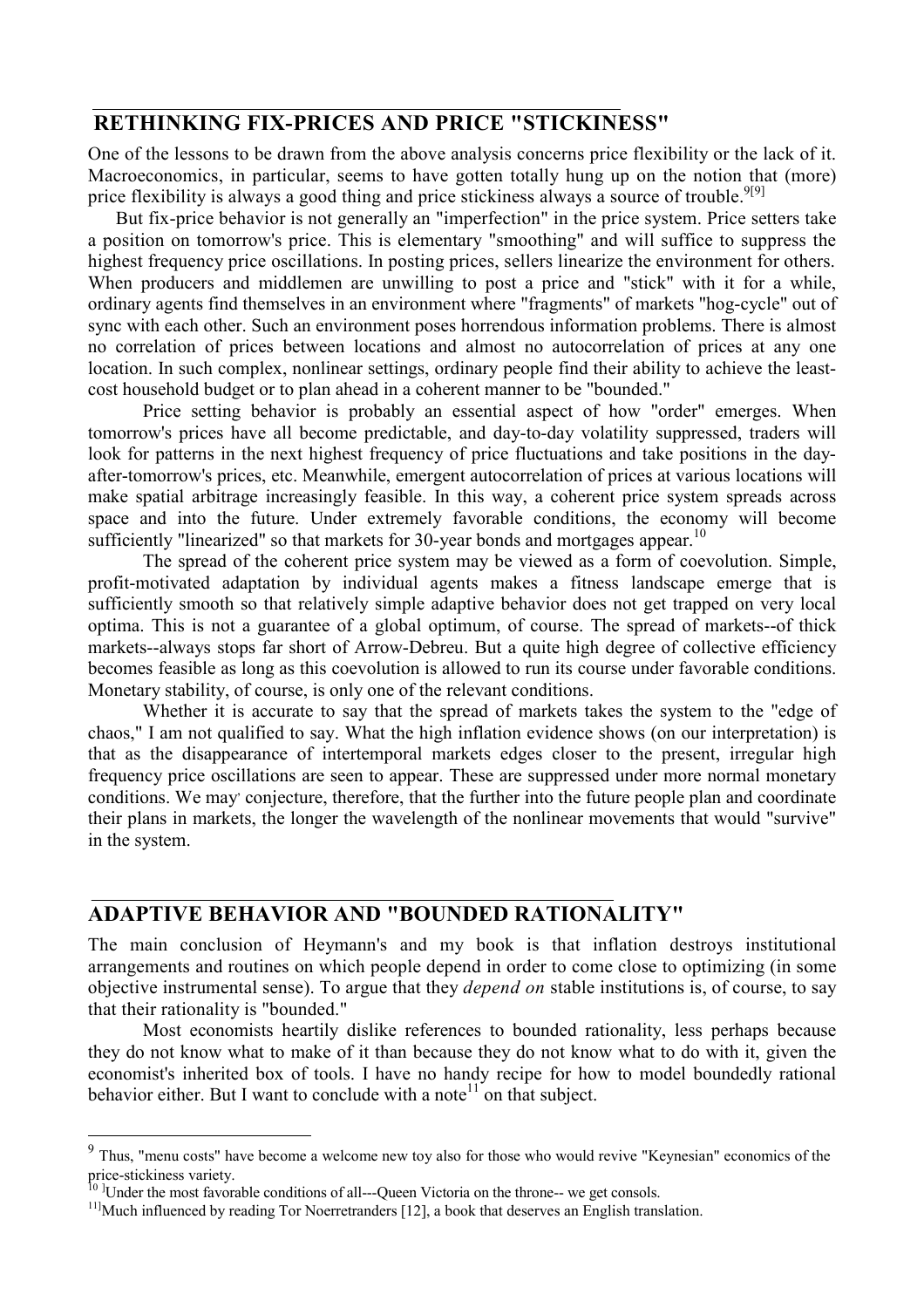## RETHINKING FIX-PRICES AND PRICE "STICKINESS"

One of the lessons to be drawn from the above analysis concerns price flexibility or the lack of it. Macroeconomics, in particular, seems to have gotten totally hung up on the notion that (more) price flexibility is always a good thing and price stickiness always a source of trouble.[9][9]

But fix-price behavior is not generally an "imperfection" in the price system. Price setters take a position on tomorrow's price. This is elementary "smoothing" and will suffice to suppress the highest frequency price oscillations. In posting prices, sellers linearize the environment for others. When producers and middlemen are unwilling to post a price and "stick" with it for a while, ordinary agents find themselves in an environment where "fragments" of markets "hog-cycle" out of sync with each other. Such an environment poses horrendous information problems. There is almost no correlation of prices between locations and almost no autocorrelation of prices at any one location. In such complex, nonlinear settings, ordinary people find their ability to achieve the least-cost household budget or to plan ahead in a coherent manner to be "bounded."

Price setting behavior is probably an essential aspect of how "order" emerges. When tomorrow's prices have all become predictable, and day-to-day volatility suppressed, traders will look for patterns in the next highest frequency of price fluctuations and take positions in the day-after-tomorrow's prices, etc. Meanwhile, emergent autocorrelation of prices at various locations will make spatial arbitrage increasingly feasible. In this way, a coherent price system spreads across space and into the future. Under extremely favorable conditions, the economy will become sufficiently "linearized" so that markets for 30-year bonds and mortgages appear.[10]

The spread of the coherent price system may be viewed as a form of coevolution. Simple, profit-motivated adaptation by individual agents makes a fitness landscape emerge that is sufficiently smooth so that relatively simple adaptive behavior does not get trapped on very local optima. This is not a guarantee of a global optimum, of course. The spread of markets--of thick markets--always stops far short of Arrow-Debreu. But a quite high degree of collective efficiency becomes feasible as long as this coevolution is allowed to run its course under favorable conditions. Monetary stability, of course, is only one of the relevant conditions.

Whether it is accurate to say that the spread of markets takes the system to the "edge of chaos," I am not qualified to say. What the high inflation evidence shows (on our interpretation) is that as the disappearance of intertemporal markets edges closer to the present, irregular high frequency price oscillations are seen to appear. These are suppressed under more normal monetary conditions. We may conjecture, therefore, that the further into the future people plan and coordinate their plans in markets, the longer the wavelength of the nonlinear movements that would "survive" in the system.

## ADAPTIVE BEHAVIOR AND "BOUNDED RATIONALITY"

The main conclusion of Heymann's and my book is that inflation destroys institutional arrangements and routines on which people depend in order to come close to optimizing (in some objective instrumental sense). To argue that they *depend on* stable institutions is, of course, to say that their rationality is "bounded."

Most economists heartily dislike references to bounded rationality, less perhaps because they do not know what to make of it than because they do not know what to do with it, given the economist's inherited box of tools. I have no handy recipe for how to model boundedly rational behavior either. But I want to conclude with a note[11] on that subject.

---

[9] Thus, "menu costs" have become a welcome new toy also for those who would revive "Keynesian" economics of the price-stickiness variety.

[10] Under the most favorable conditions of all---Queen Victoria on the throne-- we get consols.

[11] Much influenced by reading Tor Noerretranders [12], a book that deserves an English translation.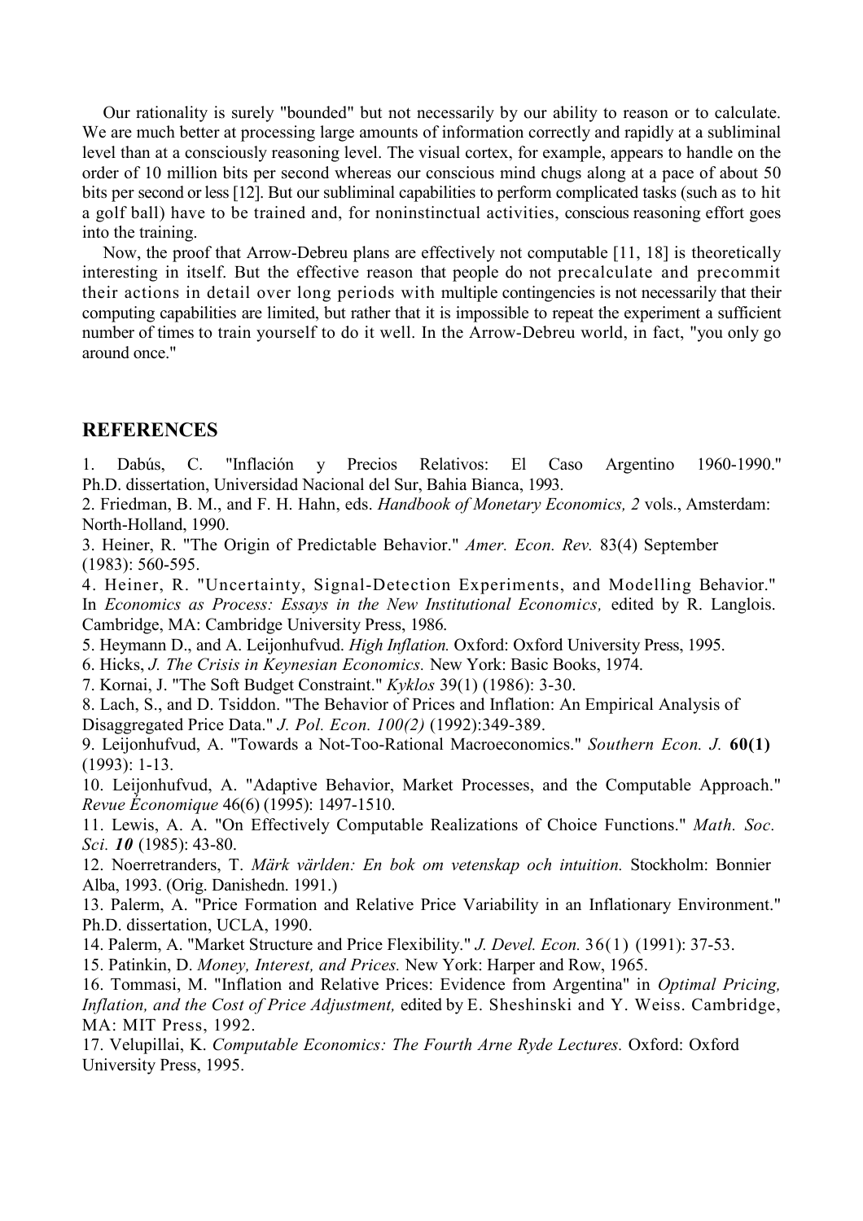Our rationality is surely "bounded" but not necessarily by our ability to reason or to calculate. We are much better at processing large amounts of information correctly and rapidly at a subliminal level than at a consciously reasoning level. The visual cortex, for example, appears to handle on the order of 10 million bits per second whereas our conscious mind chugs along at a pace of about 50 bits per second or less [12]. But our subliminal capabilities to perform complicated tasks (such as to hit a golf ball) have to be trained and, for noninstinctual activities, conscious reasoning effort goes into the training.

Now, the proof that Arrow-Debreu plans are effectively not computable [11, 18] is theoretically interesting in itself. But the effective reason that people do not precalculate and precommit their actions in detail over long periods with multiple contingencies is not necessarily that their computing capabilities are limited, but rather that it is impossible to repeat the experiment a sufficient number of times to train yourself to do it well. In the Arrow-Debreu world, in fact, "you only go around once."

## REFERENCES

1. Dabús, C. "Inflación y Precios Relativos: El Caso Argentino 1960-1990." Ph.D. dissertation, Universidad Nacional del Sur, Bahia Bianca, 1993.
2. Friedman, B. M., and F. H. Hahn, eds. *Handbook of Monetary Economics, 2* vols., Amsterdam: North-Holland, 1990.
3. Heiner, R. "The Origin of Predictable Behavior." *Amer. Econ. Rev.* 83(4) September (1983): 560-595.
4. Heiner, R. "Uncertainty, Signal-Detection Experiments, and Modelling Behavior." In *Economics as Process: Essays in the New Institutional Economics,* edited by R. Langlois. Cambridge, MA: Cambridge University Press, 1986.
5. Heymann D., and A. Leijonhufvud. *High Inflation.* Oxford: Oxford University Press, 1995.
6. Hicks, *J. The Crisis in Keynesian Economics.* New York: Basic Books, 1974.
7. Kornai, J. "The Soft Budget Constraint." *Kyklos* 39(1) (1986): 3-30.
8. Lach, S., and D. Tsiddon. "The Behavior of Prices and Inflation: An Empirical Analysis of Disaggregated Price Data." *J. Pol. Econ. 100(2)* (1992):349-389.
9. Leijonhufvud, A. "Towards a Not-Too-Rational Macroeconomics." *Southern Econ. J.* **60(1)** (1993): 1-13.
10. Leijonhufvud, A. "Adaptive Behavior, Market Processes, and the Computable Approach." *Revue Économique* 46(6) (1995): 1497-1510.
11. Lewis, A. A. "On Effectively Computable Realizations of Choice Functions." *Math. Soc. Sci.* ***10*** (1985): 43-80.
12. Noerretranders, T. *Märk världen: En bok om vetenskap och intuition.* Stockholm: Bonnier Alba, 1993. (Orig. Danishedn. 1991.)
13. Palerm, A. "Price Formation and Relative Price Variability in an Inflationary Environment." Ph.D. dissertation, UCLA, 1990.
14. Palerm, A. "Market Structure and Price Flexibility." *J. Devel. Econ.* 36(1) (1991): 37-53.
15. Patinkin, D. *Money, Interest, and Prices.* New York: Harper and Row, 1965.
16. Tommasi, M. "Inflation and Relative Prices: Evidence from Argentina" in *Optimal Pricing, Inflation, and the Cost of Price Adjustment,* edited by E. Sheshinski and Y. Weiss. Cambridge, MA: MIT Press, 1992.
17. Velupillai, K. *Computable Economics: The Fourth Arne Ryde Lectures.* Oxford: Oxford University Press, 1995.